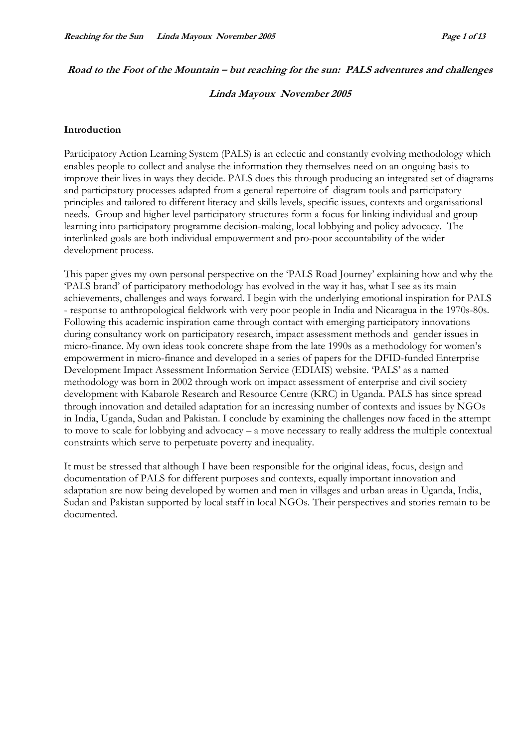***Road to the Foot of the Mountain – but reaching for the sun: PALS adventures and challenges***

***Linda Mayoux November 2005***

## Introduction

Participatory Action Learning System (PALS) is an eclectic and constantly evolving methodology which enables people to collect and analyse the information they themselves need on an ongoing basis to improve their lives in ways they decide. PALS does this through producing an integrated set of diagrams and participatory processes adapted from a general repertoire of diagram tools and participatory principles and tailored to different literacy and skills levels, specific issues, contexts and organisational needs. Group and higher level participatory structures form a focus for linking individual and group learning into participatory programme decision-making, local lobbying and policy advocacy. The interlinked goals are both individual empowerment and pro-poor accountability of the wider development process.

This paper gives my own personal perspective on the 'PALS Road Journey' explaining how and why the 'PALS brand' of participatory methodology has evolved in the way it has, what I see as its main achievements, challenges and ways forward. I begin with the underlying emotional inspiration for PALS - response to anthropological fieldwork with very poor people in India and Nicaragua in the 1970s-80s. Following this academic inspiration came through contact with emerging participatory innovations during consultancy work on participatory research, impact assessment methods and gender issues in micro-finance. My own ideas took concrete shape from the late 1990s as a methodology for women's empowerment in micro-finance and developed in a series of papers for the DFID-funded Enterprise Development Impact Assessment Information Service (EDIAIS) website. 'PALS' as a named methodology was born in 2002 through work on impact assessment of enterprise and civil society development with Kabarole Research and Resource Centre (KRC) in Uganda. PALS has since spread through innovation and detailed adaptation for an increasing number of contexts and issues by NGOs in India, Uganda, Sudan and Pakistan. I conclude by examining the challenges now faced in the attempt to move to scale for lobbying and advocacy – a move necessary to really address the multiple contextual constraints which serve to perpetuate poverty and inequality.

It must be stressed that although I have been responsible for the original ideas, focus, design and documentation of PALS for different purposes and contexts, equally important innovation and adaptation are now being developed by women and men in villages and urban areas in Uganda, India, Sudan and Pakistan supported by local staff in local NGOs. Their perspectives and stories remain to be documented.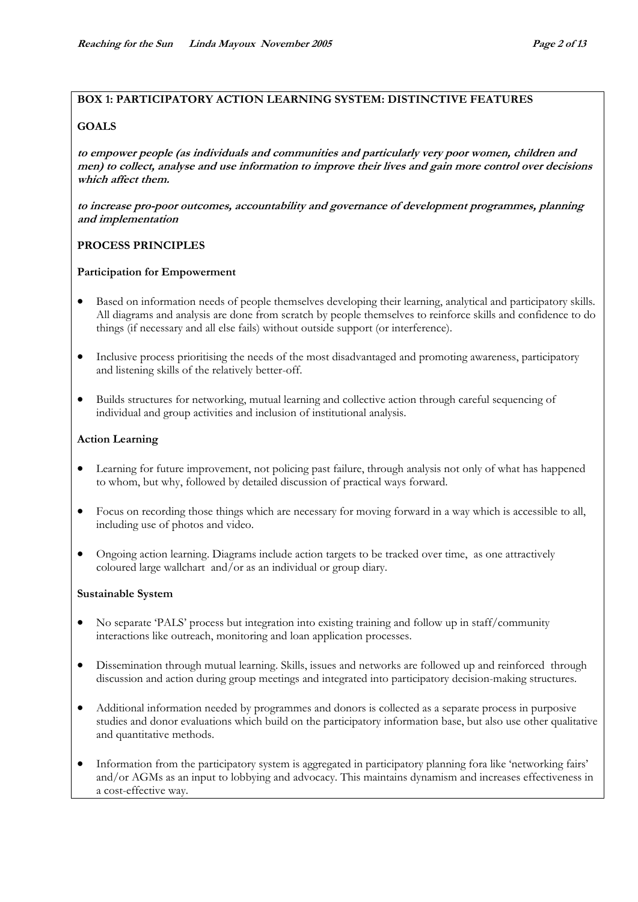## BOX 1: PARTICIPATORY ACTION LEARNING SYSTEM: DISTINCTIVE FEATURES

### GOALS

***to empower people (as individuals and communities and particularly very poor women, children and men) to collect, analyse and use information to improve their lives and gain more control over decisions which affect them.***

***to increase pro-poor outcomes, accountability and governance of development programmes, planning and implementation***

### PROCESS PRINCIPLES

**Participation for Empowerment**

- Based on information needs of people themselves developing their learning, analytical and participatory skills. All diagrams and analysis are done from scratch by people themselves to reinforce skills and confidence to do things (if necessary and all else fails) without outside support (or interference).
- Inclusive process prioritising the needs of the most disadvantaged and promoting awareness, participatory and listening skills of the relatively better-off.
- Builds structures for networking, mutual learning and collective action through careful sequencing of individual and group activities and inclusion of institutional analysis.

**Action Learning**

- Learning for future improvement, not policing past failure, through analysis not only of what has happened to whom, but why, followed by detailed discussion of practical ways forward.
- Focus on recording those things which are necessary for moving forward in a way which is accessible to all, including use of photos and video.
- Ongoing action learning. Diagrams include action targets to be tracked over time, as one attractively coloured large wallchart and/or as an individual or group diary.

**Sustainable System**

- No separate 'PALS' process but integration into existing training and follow up in staff/community interactions like outreach, monitoring and loan application processes.
- Dissemination through mutual learning. Skills, issues and networks are followed up and reinforced through discussion and action during group meetings and integrated into participatory decision-making structures.
- Additional information needed by programmes and donors is collected as a separate process in purposive studies and donor evaluations which build on the participatory information base, but also use other qualitative and quantitative methods.
- Information from the participatory system is aggregated in participatory planning fora like 'networking fairs' and/or AGMs as an input to lobbying and advocacy. This maintains dynamism and increases effectiveness in a cost-effective way.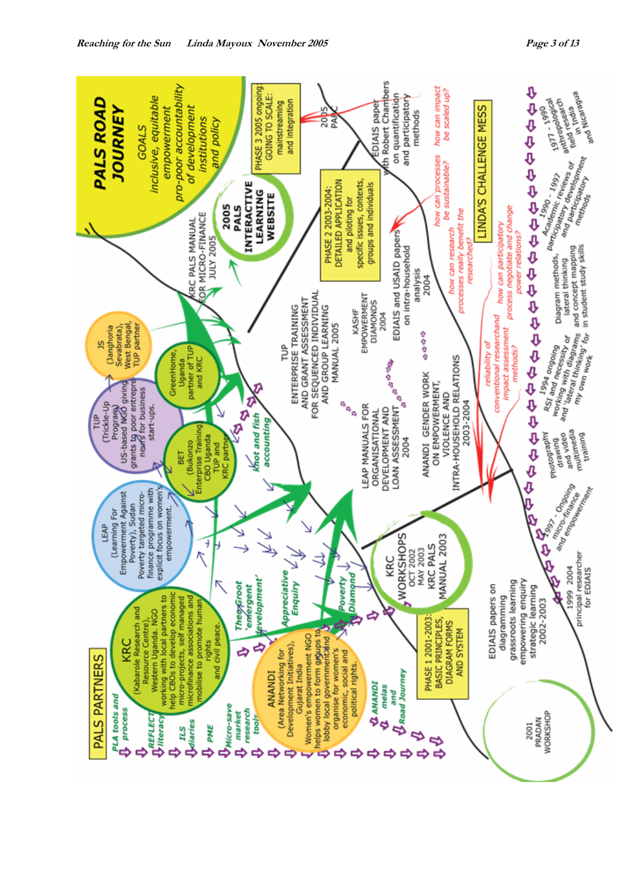# PALS ROAD JOURNEY

GOALS
*inclusive, equitable empowerment*
*pro-poor accountability of development institutions and policy*

## PALS PARTNERS

**KRC** (Kabarole Research and Resource Centre), Western Uganda. NGO working with local partners to help CBOs to develop economic micro-projects, self managed microfinance associations and mobilise to promote human rights and civil peace.

**LEAP** (Learning For Empowerment Against Poverty), Sudan Poverty targeted micro-finance programme with explicit focus on women's empowerment.

**TUP** (Trickle-Up Program) US-based NGO giving grants to poor entrepreneurs for business start-ups.

**JS** (Janghoria Sevabrata), West Bengal, TUP partner

**BET** (Bukonzo Enterprise Training CBO Uganda TUP and KRC partner

**GreenHome**, Uganda partner of TUP and KRC

**ANANDI** (Area Networking for Development Initiatives), Gujarat India Women's empowerment NGO helps women to form groups to lobby local government and organise for women's economic, social and political rights.

PLA tools and process; REFLECT literacy; ILS diaries; PME; Micro-save market research tools; Theo Groot 'emergent development'; Appreciative Enquiry; Poverty Diamond; ANANDI melas and Road Journey; knot and fish accounting

2001 PRADAN WORKSHOP

PHASE 1 2001-2003: BASIC PRINCIPLES, DIAGRAM FORMS AND SYSTEM

KRC WORKSHOPS OCT 2002 MAY 2003 KRC PALS MANUAL 2003

LEAP MANUALS FOR ORGANISATIONAL DEVELOPMENT AND LOAN ASSESSMENT 2004

ANANDI GENDER WORK ON EMPOWERMENT, VIOLENCE AND INTRA-HOUSEHOLD RELATIONS 2003-2004

TUP ENTERPRISE TRAINING AND GRANT ASSESSMENT FOR SEQUENCED INDIVIDUAL AND GROUP LEARNING MANUAL 2005

KASHF EMPOWERMENT DIAMONDS 2004

EDIAIS and USAID papers on intra-household analysis 2004

PHASE 2 2003-2004: DETAILED APPLICATION and piloting for specific issues, contexts, groups and individuals

KRC PALS MANUAL FOR MICRO-FINANCE JULY 2005

2005 PALS INTERACTIVE LEARNING WEBSITE

PHASE 3 2005 ongoing: GOING TO SCALE: mainstreaming and integration

2005 PALS

EDIAIS paper with Robert Chambers on quantification and participatory methods

EDIAIS papers on diagramming grassroots learning empowering enquiry strategic learning 2002-2003

## LINDA'S CHALLENGE MESS

*reliability of conventional research and impact assessment methods?*
*how can participatory process negotiate and change power relations?*
*how can research processes really benefit the researched?*
*how can processes be sustainable?*
*how can impact be scaled up?*

- 1977 - 1990 anthropological field research in India and Nicaragua
- 1990 - 1997 Academic reviews of participatory development and participatory methods
- Diagram methods, lateral thinking and concept mapping in student study skills
- 1994 ongoing RSI and necessity of working with diagrams and 'lateral thinking' for my own work
- Photography drawing and video and multimedia training
- 1997 - Ongoing micro-finance and empowerment
- 1999 2004 principal researcher for EDIAIS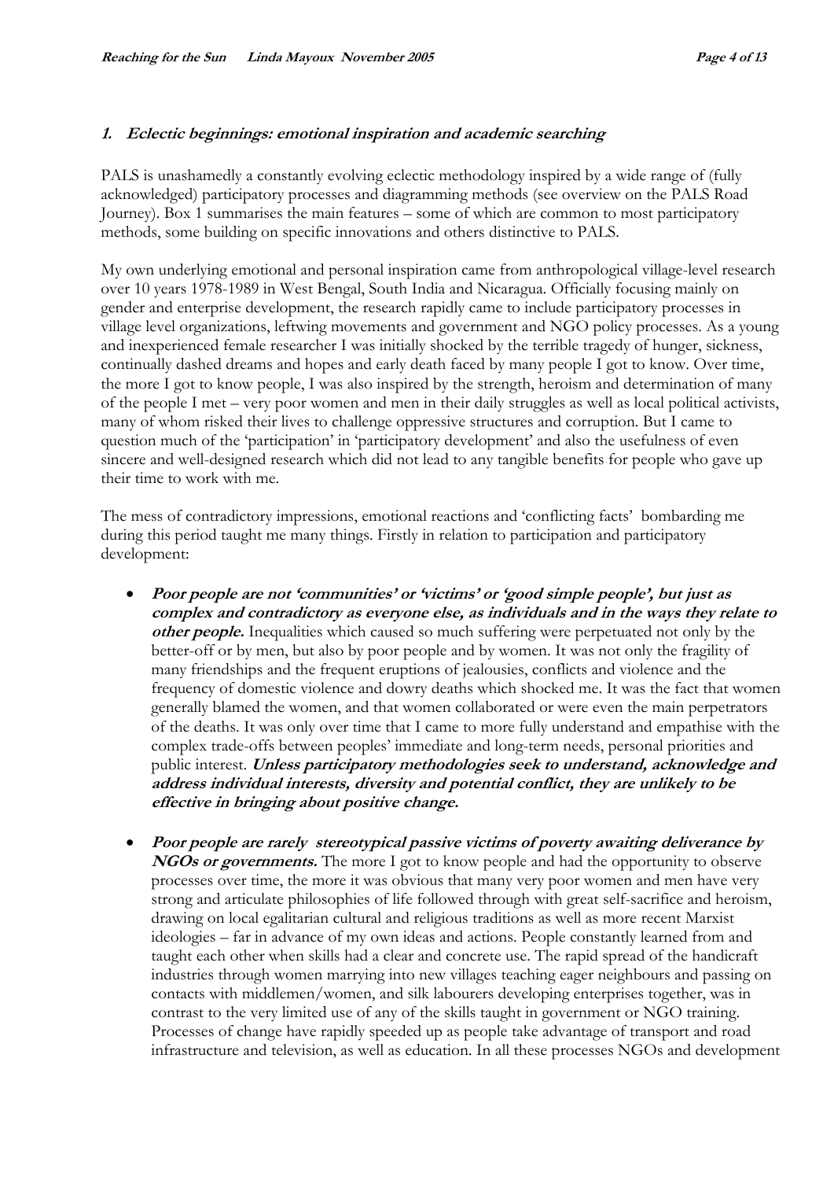### *1. Eclectic beginnings: emotional inspiration and academic searching*

PALS is unashamedly a constantly evolving eclectic methodology inspired by a wide range of (fully acknowledged) participatory processes and diagramming methods (see overview on the PALS Road Journey). Box 1 summarises the main features – some of which are common to most participatory methods, some building on specific innovations and others distinctive to PALS.

My own underlying emotional and personal inspiration came from anthropological village-level research over 10 years 1978-1989 in West Bengal, South India and Nicaragua. Officially focusing mainly on gender and enterprise development, the research rapidly came to include participatory processes in village level organizations, leftwing movements and government and NGO policy processes. As a young and inexperienced female researcher I was initially shocked by the terrible tragedy of hunger, sickness, continually dashed dreams and hopes and early death faced by many people I got to know. Over time, the more I got to know people, I was also inspired by the strength, heroism and determination of many of the people I met – very poor women and men in their daily struggles as well as local political activists, many of whom risked their lives to challenge oppressive structures and corruption. But I came to question much of the 'participation' in 'participatory development' and also the usefulness of even sincere and well-designed research which did not lead to any tangible benefits for people who gave up their time to work with me.

The mess of contradictory impressions, emotional reactions and 'conflicting facts' bombarding me during this period taught me many things. Firstly in relation to participation and participatory development:

- ***Poor people are not 'communities' or 'victims' or 'good simple people', but just as complex and contradictory as everyone else, as individuals and in the ways they relate to other people.*** Inequalities which caused so much suffering were perpetuated not only by the better-off or by men, but also by poor people and by women. It was not only the fragility of many friendships and the frequent eruptions of jealousies, conflicts and violence and the frequency of domestic violence and dowry deaths which shocked me. It was the fact that women generally blamed the women, and that women collaborated or were even the main perpetrators of the deaths. It was only over time that I came to more fully understand and empathise with the complex trade-offs between peoples' immediate and long-term needs, personal priorities and public interest. ***Unless participatory methodologies seek to understand, acknowledge and address individual interests, diversity and potential conflict, they are unlikely to be effective in bringing about positive change.***

- ***Poor people are rarely stereotypical passive victims of poverty awaiting deliverance by NGOs or governments.*** The more I got to know people and had the opportunity to observe processes over time, the more it was obvious that many very poor women and men have very strong and articulate philosophies of life followed through with great self-sacrifice and heroism, drawing on local egalitarian cultural and religious traditions as well as more recent Marxist ideologies – far in advance of my own ideas and actions. People constantly learned from and taught each other when skills had a clear and concrete use. The rapid spread of the handicraft industries through women marrying into new villages teaching eager neighbours and passing on contacts with middlemen/women, and silk labourers developing enterprises together, was in contrast to the very limited use of any of the skills taught in government or NGO training. Processes of change have rapidly speeded up as people take advantage of transport and road infrastructure and television, as well as education. In all these processes NGOs and development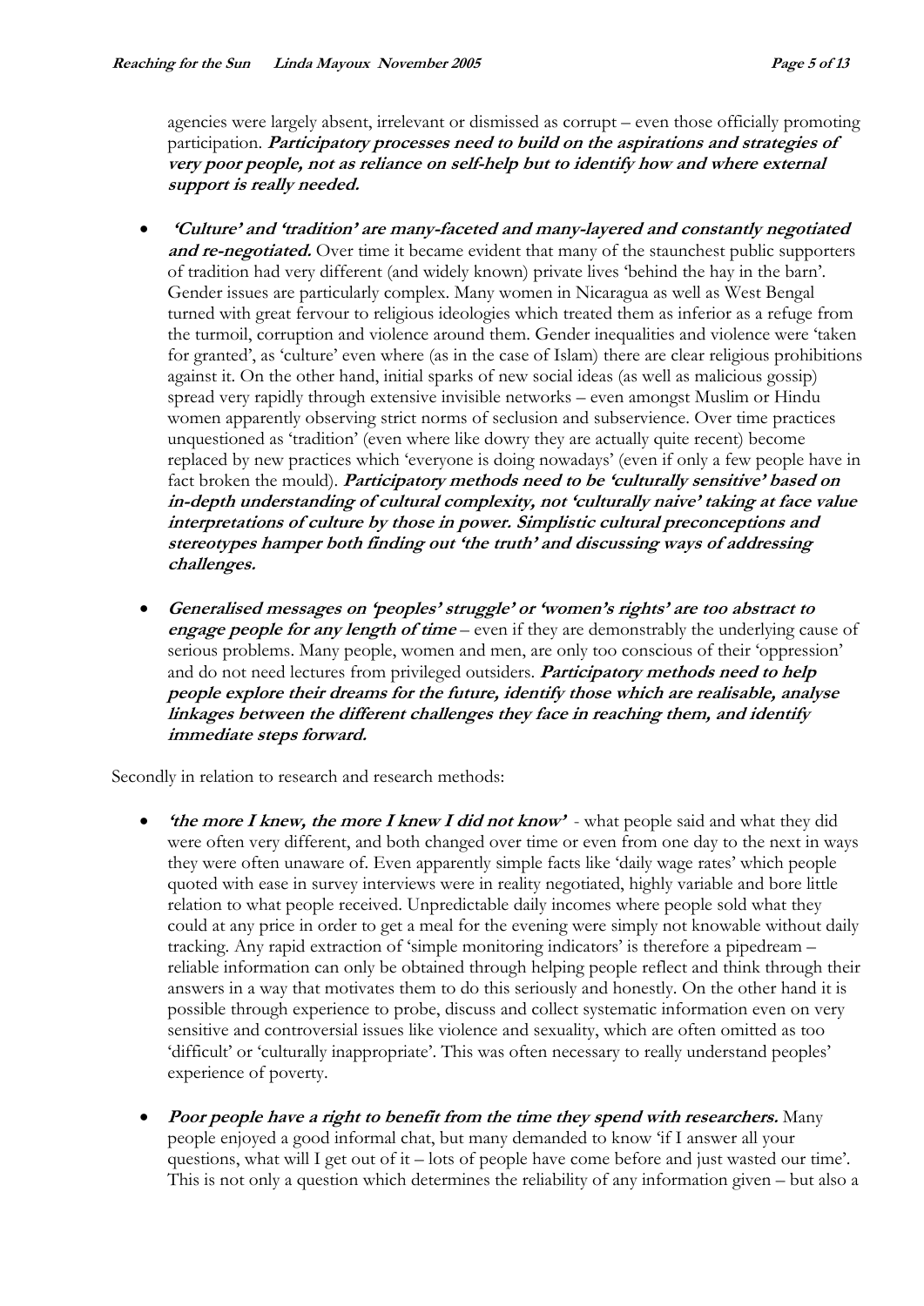agencies were largely absent, irrelevant or dismissed as corrupt – even those officially promoting participation. ***Participatory processes need to build on the aspirations and strategies of very poor people, not as reliance on self-help but to identify how and where external support is really needed.***

- ***'Culture' and 'tradition' are many-faceted and many-layered and constantly negotiated and re-negotiated.*** Over time it became evident that many of the staunchest public supporters of tradition had very different (and widely known) private lives 'behind the hay in the barn'. Gender issues are particularly complex. Many women in Nicaragua as well as West Bengal turned with great fervour to religious ideologies which treated them as inferior as a refuge from the turmoil, corruption and violence around them. Gender inequalities and violence were 'taken for granted', as 'culture' even where (as in the case of Islam) there are clear religious prohibitions against it. On the other hand, initial sparks of new social ideas (as well as malicious gossip) spread very rapidly through extensive invisible networks – even amongst Muslim or Hindu women apparently observing strict norms of seclusion and subservience. Over time practices unquestioned as 'tradition' (even where like dowry they are actually quite recent) become replaced by new practices which 'everyone is doing nowadays' (even if only a few people have in fact broken the mould). ***Participatory methods need to be 'culturally sensitive' based on in-depth understanding of cultural complexity, not 'culturally naive' taking at face value interpretations of culture by those in power. Simplistic cultural preconceptions and stereotypes hamper both finding out 'the truth' and discussing ways of addressing challenges.***

- ***Generalised messages on 'peoples' struggle' or 'women's rights' are too abstract to engage people for any length of time*** – even if they are demonstrably the underlying cause of serious problems. Many people, women and men, are only too conscious of their 'oppression' and do not need lectures from privileged outsiders. ***Participatory methods need to help people explore their dreams for the future, identify those which are realisable, analyse linkages between the different challenges they face in reaching them, and identify immediate steps forward.***

Secondly in relation to research and research methods:

- ***'the more I knew, the more I knew I did not know'*** - what people said and what they did were often very different, and both changed over time or even from one day to the next in ways they were often unaware of. Even apparently simple facts like 'daily wage rates' which people quoted with ease in survey interviews were in reality negotiated, highly variable and bore little relation to what people received. Unpredictable daily incomes where people sold what they could at any price in order to get a meal for the evening were simply not knowable without daily tracking. Any rapid extraction of 'simple monitoring indicators' is therefore a pipedream – reliable information can only be obtained through helping people reflect and think through their answers in a way that motivates them to do this seriously and honestly. On the other hand it is possible through experience to probe, discuss and collect systematic information even on very sensitive and controversial issues like violence and sexuality, which are often omitted as too 'difficult' or 'culturally inappropriate'. This was often necessary to really understand peoples' experience of poverty.

- ***Poor people have a right to benefit from the time they spend with researchers.*** Many people enjoyed a good informal chat, but many demanded to know 'if I answer all your questions, what will I get out of it – lots of people have come before and just wasted our time'. This is not only a question which determines the reliability of any information given – but also a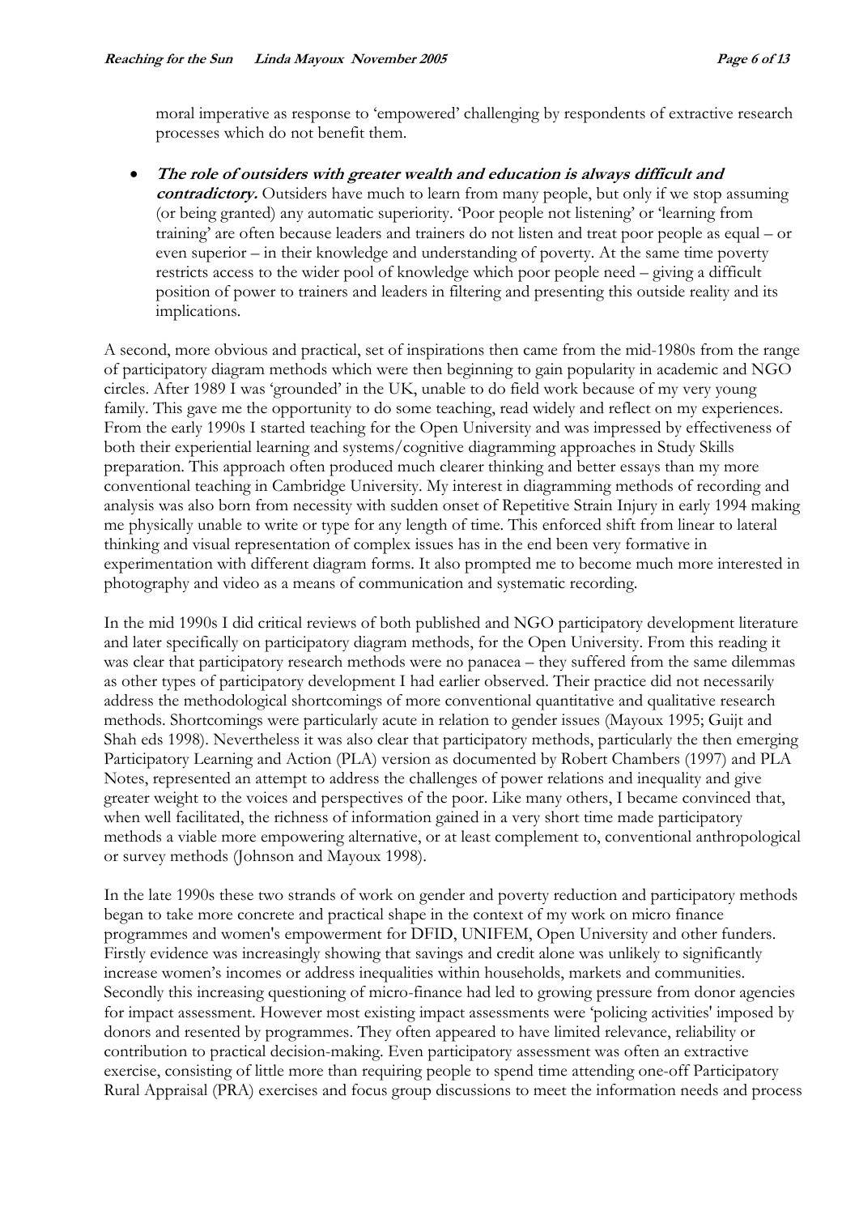moral imperative as response to 'empowered' challenging by respondents of extractive research processes which do not benefit them.

- ***The role of outsiders with greater wealth and education is always difficult and contradictory.*** Outsiders have much to learn from many people, but only if we stop assuming (or being granted) any automatic superiority. 'Poor people not listening' or 'learning from training' are often because leaders and trainers do not listen and treat poor people as equal – or even superior – in their knowledge and understanding of poverty. At the same time poverty restricts access to the wider pool of knowledge which poor people need – giving a difficult position of power to trainers and leaders in filtering and presenting this outside reality and its implications.

A second, more obvious and practical, set of inspirations then came from the mid-1980s from the range of participatory diagram methods which were then beginning to gain popularity in academic and NGO circles. After 1989 I was 'grounded' in the UK, unable to do field work because of my very young family. This gave me the opportunity to do some teaching, read widely and reflect on my experiences. From the early 1990s I started teaching for the Open University and was impressed by effectiveness of both their experiential learning and systems/cognitive diagramming approaches in Study Skills preparation. This approach often produced much clearer thinking and better essays than my more conventional teaching in Cambridge University. My interest in diagramming methods of recording and analysis was also born from necessity with sudden onset of Repetitive Strain Injury in early 1994 making me physically unable to write or type for any length of time. This enforced shift from linear to lateral thinking and visual representation of complex issues has in the end been very formative in experimentation with different diagram forms. It also prompted me to become much more interested in photography and video as a means of communication and systematic recording.

In the mid 1990s I did critical reviews of both published and NGO participatory development literature and later specifically on participatory diagram methods, for the Open University. From this reading it was clear that participatory research methods were no panacea – they suffered from the same dilemmas as other types of participatory development I had earlier observed. Their practice did not necessarily address the methodological shortcomings of more conventional quantitative and qualitative research methods. Shortcomings were particularly acute in relation to gender issues (Mayoux 1995; Guijt and Shah eds 1998). Nevertheless it was also clear that participatory methods, particularly the then emerging Participatory Learning and Action (PLA) version as documented by Robert Chambers (1997) and PLA Notes, represented an attempt to address the challenges of power relations and inequality and give greater weight to the voices and perspectives of the poor. Like many others, I became convinced that, when well facilitated, the richness of information gained in a very short time made participatory methods a viable more empowering alternative, or at least complement to, conventional anthropological or survey methods (Johnson and Mayoux 1998).

In the late 1990s these two strands of work on gender and poverty reduction and participatory methods began to take more concrete and practical shape in the context of my work on micro finance programmes and women's empowerment for DFID, UNIFEM, Open University and other funders. Firstly evidence was increasingly showing that savings and credit alone was unlikely to significantly increase women's incomes or address inequalities within households, markets and communities. Secondly this increasing questioning of micro-finance had led to growing pressure from donor agencies for impact assessment. However most existing impact assessments were 'policing activities' imposed by donors and resented by programmes. They often appeared to have limited relevance, reliability or contribution to practical decision-making. Even participatory assessment was often an extractive exercise, consisting of little more than requiring people to spend time attending one-off Participatory Rural Appraisal (PRA) exercises and focus group discussions to meet the information needs and process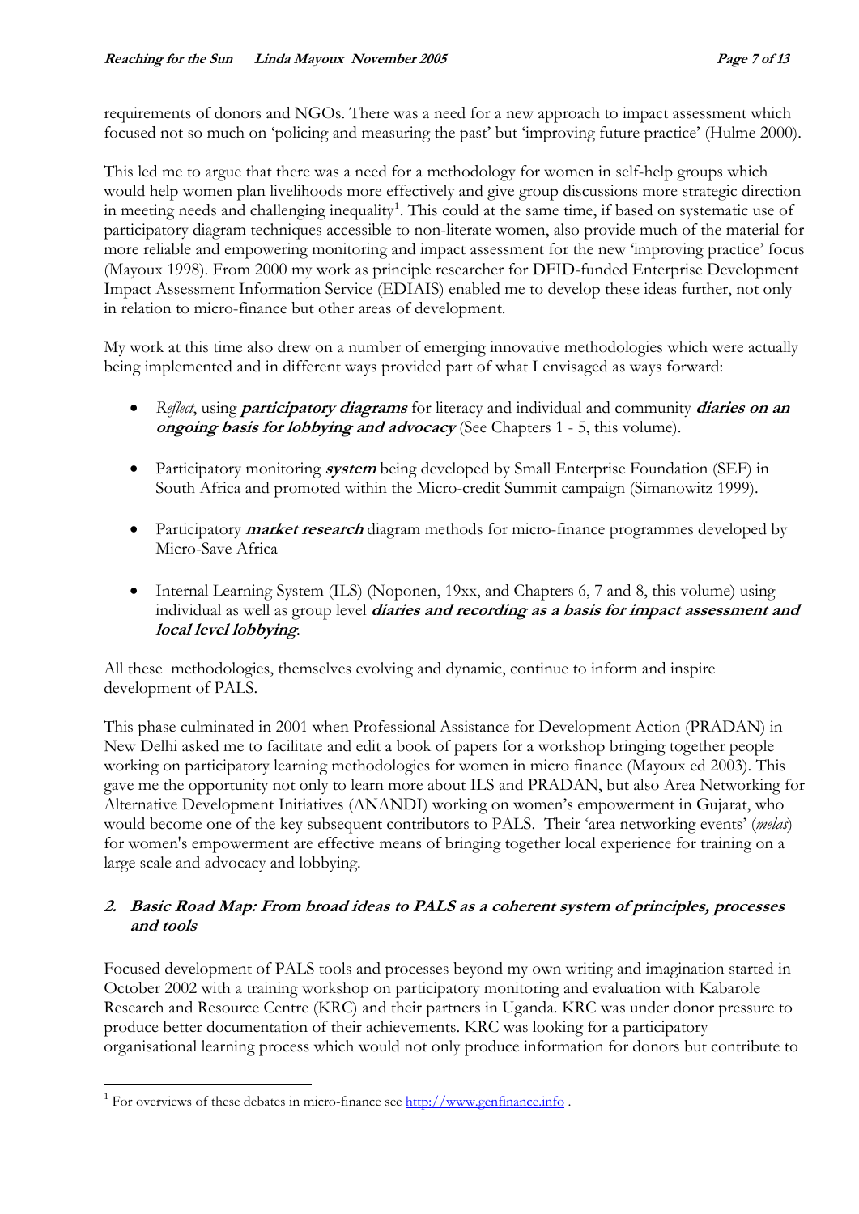requirements of donors and NGOs. There was a need for a new approach to impact assessment which focused not so much on 'policing and measuring the past' but 'improving future practice' (Hulme 2000).

This led me to argue that there was a need for a methodology for women in self-help groups which would help women plan livelihoods more effectively and give group discussions more strategic direction in meeting needs and challenging inequality[1]. This could at the same time, if based on systematic use of participatory diagram techniques accessible to non-literate women, also provide much of the material for more reliable and empowering monitoring and impact assessment for the new 'improving practice' focus (Mayoux 1998). From 2000 my work as principle researcher for DFID-funded Enterprise Development Impact Assessment Information Service (EDIAIS) enabled me to develop these ideas further, not only in relation to micro-finance but other areas of development.

My work at this time also drew on a number of emerging innovative methodologies which were actually being implemented and in different ways provided part of what I envisaged as ways forward:

- *Reflect*, using ***participatory diagrams*** for literacy and individual and community ***diaries on an ongoing basis for lobbying and advocacy*** (See Chapters 1 - 5, this volume).
- Participatory monitoring ***system*** being developed by Small Enterprise Foundation (SEF) in South Africa and promoted within the Micro-credit Summit campaign (Simanowitz 1999).
- Participatory ***market research*** diagram methods for micro-finance programmes developed by Micro-Save Africa
- Internal Learning System (ILS) (Noponen, 19xx, and Chapters 6, 7 and 8, this volume) using individual as well as group level ***diaries and recording as a basis for impact assessment and local level lobbying***.

All these methodologies, themselves evolving and dynamic, continue to inform and inspire development of PALS.

This phase culminated in 2001 when Professional Assistance for Development Action (PRADAN) in New Delhi asked me to facilitate and edit a book of papers for a workshop bringing together people working on participatory learning methodologies for women in micro finance (Mayoux ed 2003). This gave me the opportunity not only to learn more about ILS and PRADAN, but also Area Networking for Alternative Development Initiatives (ANANDI) working on women's empowerment in Gujarat, who would become one of the key subsequent contributors to PALS. Their 'area networking events' (*melas*) for women's empowerment are effective means of bringing together local experience for training on a large scale and advocacy and lobbying.

## 2. Basic Road Map: From broad ideas to PALS as a coherent system of principles, processes and tools

Focused development of PALS tools and processes beyond my own writing and imagination started in October 2002 with a training workshop on participatory monitoring and evaluation with Kabarole Research and Resource Centre (KRC) and their partners in Uganda. KRC was under donor pressure to produce better documentation of their achievements. KRC was looking for a participatory organisational learning process which would not only produce information for donors but contribute to

---

[1] For overviews of these debates in micro-finance see http://www.genfinance.info .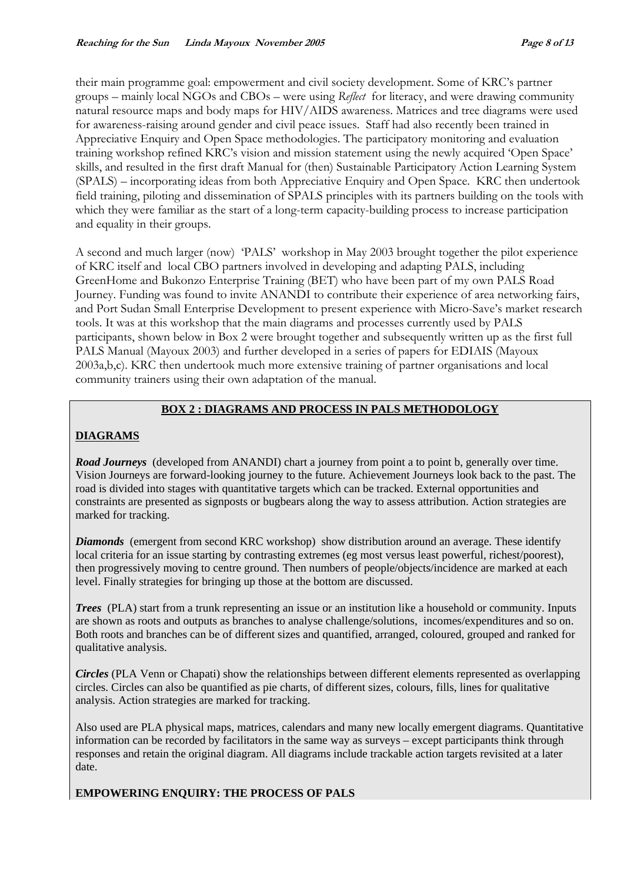their main programme goal: empowerment and civil society development. Some of KRC's partner groups – mainly local NGOs and CBOs – were using *Reflect* for literacy, and were drawing community natural resource maps and body maps for HIV/AIDS awareness. Matrices and tree diagrams were used for awareness-raising around gender and civil peace issues. Staff had also recently been trained in Appreciative Enquiry and Open Space methodologies. The participatory monitoring and evaluation training workshop refined KRC's vision and mission statement using the newly acquired 'Open Space' skills, and resulted in the first draft Manual for (then) Sustainable Participatory Action Learning System (SPALS) – incorporating ideas from both Appreciative Enquiry and Open Space. KRC then undertook field training, piloting and dissemination of SPALS principles with its partners building on the tools with which they were familiar as the start of a long-term capacity-building process to increase participation and equality in their groups.

A second and much larger (now) 'PALS' workshop in May 2003 brought together the pilot experience of KRC itself and local CBO partners involved in developing and adapting PALS, including GreenHome and Bukonzo Enterprise Training (BET) who have been part of my own PALS Road Journey. Funding was found to invite ANANDI to contribute their experience of area networking fairs, and Port Sudan Small Enterprise Development to present experience with Micro-Save's market research tools. It was at this workshop that the main diagrams and processes currently used by PALS participants, shown below in Box 2 were brought together and subsequently written up as the first full PALS Manual (Mayoux 2003) and further developed in a series of papers for EDIAIS (Mayoux 2003a,b,c). KRC then undertook much more extensive training of partner organisations and local community trainers using their own adaptation of the manual.

**BOX 2 : DIAGRAMS AND PROCESS IN PALS METHODOLOGY**

**DIAGRAMS**

***Road Journeys*** (developed from ANANDI) chart a journey from point a to point b, generally over time. Vision Journeys are forward-looking journey to the future. Achievement Journeys look back to the past. The road is divided into stages with quantitative targets which can be tracked. External opportunities and constraints are presented as signposts or bugbears along the way to assess attribution. Action strategies are marked for tracking.

***Diamonds*** (emergent from second KRC workshop) show distribution around an average. These identify local criteria for an issue starting by contrasting extremes (eg most versus least powerful, richest/poorest), then progressively moving to centre ground. Then numbers of people/objects/incidence are marked at each level. Finally strategies for bringing up those at the bottom are discussed.

***Trees*** (PLA) start from a trunk representing an issue or an institution like a household or community. Inputs are shown as roots and outputs as branches to analyse challenge/solutions, incomes/expenditures and so on. Both roots and branches can be of different sizes and quantified, arranged, coloured, grouped and ranked for qualitative analysis.

***Circles*** (PLA Venn or Chapati) show the relationships between different elements represented as overlapping circles. Circles can also be quantified as pie charts, of different sizes, colours, fills, lines for qualitative analysis. Action strategies are marked for tracking.

Also used are PLA physical maps, matrices, calendars and many new locally emergent diagrams. Quantitative information can be recorded by facilitators in the same way as surveys – except participants think through responses and retain the original diagram. All diagrams include trackable action targets revisited at a later date.

**EMPOWERING ENQUIRY: THE PROCESS OF PALS**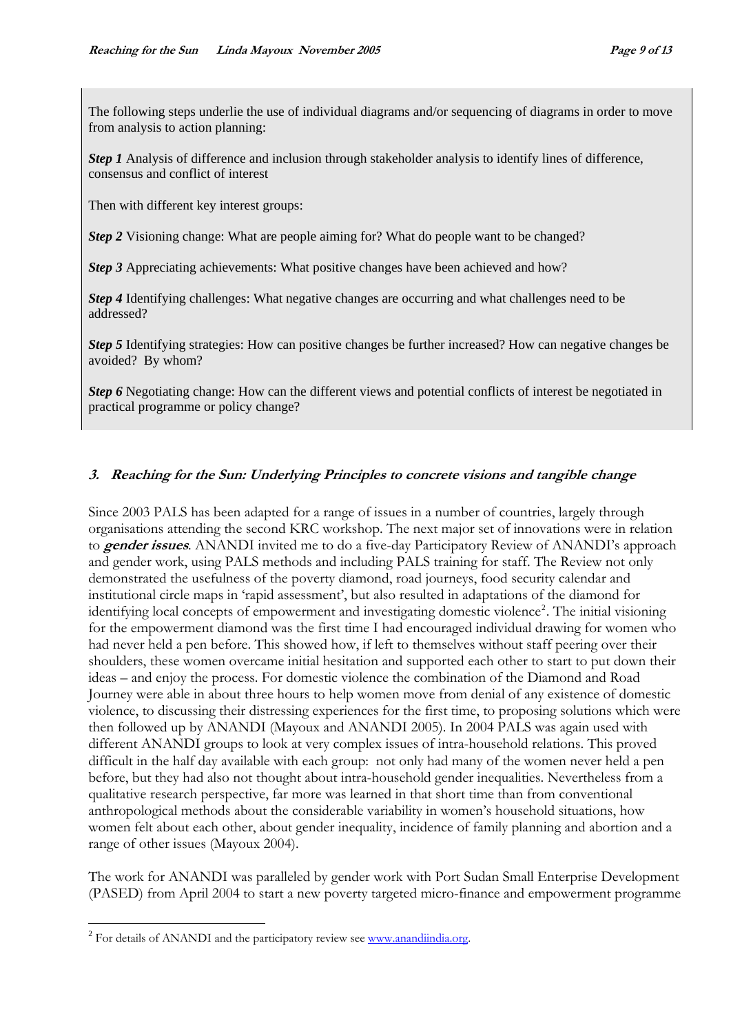The following steps underlie the use of individual diagrams and/or sequencing of diagrams in order to move from analysis to action planning:

***Step 1*** Analysis of difference and inclusion through stakeholder analysis to identify lines of difference, consensus and conflict of interest

Then with different key interest groups:

***Step 2*** Visioning change: What are people aiming for? What do people want to be changed?

***Step 3*** Appreciating achievements: What positive changes have been achieved and how?

***Step 4*** Identifying challenges: What negative changes are occurring and what challenges need to be addressed?

***Step 5*** Identifying strategies: How can positive changes be further increased? How can negative changes be avoided? By whom?

***Step 6*** Negotiating change: How can the different views and potential conflicts of interest be negotiated in practical programme or policy change?

### 3. Reaching for the Sun: Underlying Principles to concrete visions and tangible change

Since 2003 PALS has been adapted for a range of issues in a number of countries, largely through organisations attending the second KRC workshop. The next major set of innovations were in relation to ***gender issues***. ANANDI invited me to do a five-day Participatory Review of ANANDI's approach and gender work, using PALS methods and including PALS training for staff. The Review not only demonstrated the usefulness of the poverty diamond, road journeys, food security calendar and institutional circle maps in 'rapid assessment', but also resulted in adaptations of the diamond for identifying local concepts of empowerment and investigating domestic violence[2]. The initial visioning for the empowerment diamond was the first time I had encouraged individual drawing for women who had never held a pen before. This showed how, if left to themselves without staff peering over their shoulders, these women overcame initial hesitation and supported each other to start to put down their ideas – and enjoy the process. For domestic violence the combination of the Diamond and Road Journey were able in about three hours to help women move from denial of any existence of domestic violence, to discussing their distressing experiences for the first time, to proposing solutions which were then followed up by ANANDI (Mayoux and ANANDI 2005). In 2004 PALS was again used with different ANANDI groups to look at very complex issues of intra-household relations. This proved difficult in the half day available with each group: not only had many of the women never held a pen before, but they had also not thought about intra-household gender inequalities. Nevertheless from a qualitative research perspective, far more was learned in that short time than from conventional anthropological methods about the considerable variability in women's household situations, how women felt about each other, about gender inequality, incidence of family planning and abortion and a range of other issues (Mayoux 2004).

The work for ANANDI was paralleled by gender work with Port Sudan Small Enterprise Development (PASED) from April 2004 to start a new poverty targeted micro-finance and empowerment programme

[2] For details of ANANDI and the participatory review see www.anandiindia.org.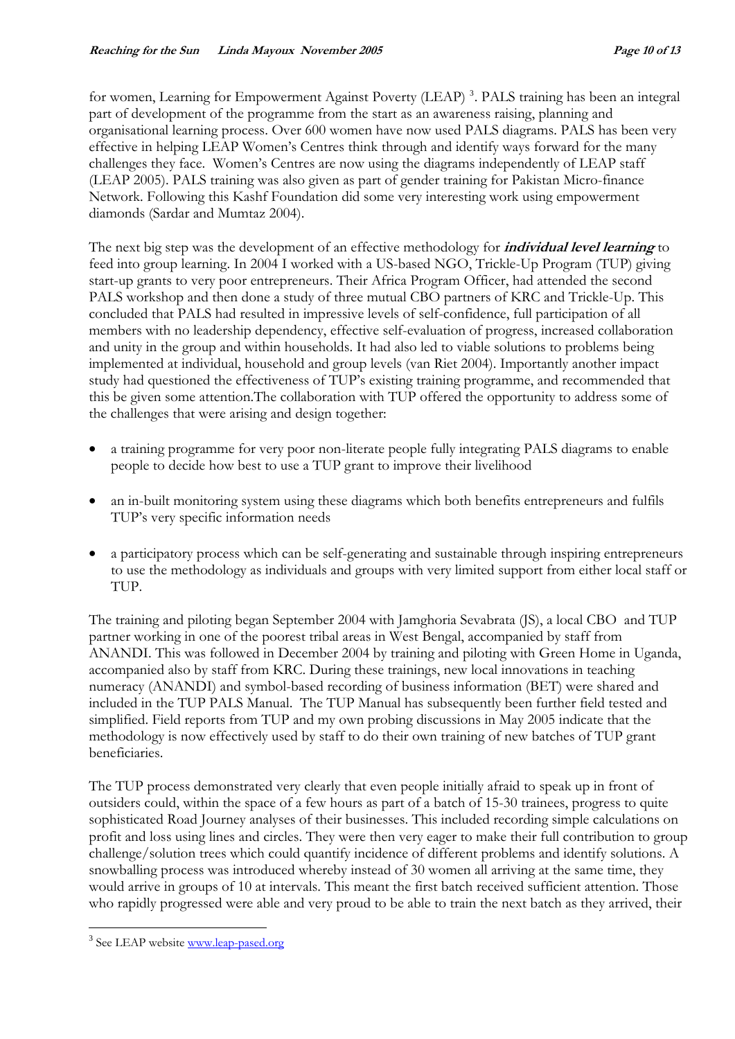for women, Learning for Empowerment Against Poverty (LEAP) [3]. PALS training has been an integral part of development of the programme from the start as an awareness raising, planning and organisational learning process. Over 600 women have now used PALS diagrams. PALS has been very effective in helping LEAP Women's Centres think through and identify ways forward for the many challenges they face. Women's Centres are now using the diagrams independently of LEAP staff (LEAP 2005). PALS training was also given as part of gender training for Pakistan Micro-finance Network. Following this Kashf Foundation did some very interesting work using empowerment diamonds (Sardar and Mumtaz 2004).

The next big step was the development of an effective methodology for ***individual level learning*** to feed into group learning. In 2004 I worked with a US-based NGO, Trickle-Up Program (TUP) giving start-up grants to very poor entrepreneurs. Their Africa Program Officer, had attended the second PALS workshop and then done a study of three mutual CBO partners of KRC and Trickle-Up. This concluded that PALS had resulted in impressive levels of self-confidence, full participation of all members with no leadership dependency, effective self-evaluation of progress, increased collaboration and unity in the group and within households. It had also led to viable solutions to problems being implemented at individual, household and group levels (van Riet 2004). Importantly another impact study had questioned the effectiveness of TUP's existing training programme, and recommended that this be given some attention.The collaboration with TUP offered the opportunity to address some of the challenges that were arising and design together:

- a training programme for very poor non-literate people fully integrating PALS diagrams to enable people to decide how best to use a TUP grant to improve their livelihood
- an in-built monitoring system using these diagrams which both benefits entrepreneurs and fulfils TUP's very specific information needs
- a participatory process which can be self-generating and sustainable through inspiring entrepreneurs to use the methodology as individuals and groups with very limited support from either local staff or TUP.

The training and piloting began September 2004 with Jamghoria Sevabrata (JS), a local CBO and TUP partner working in one of the poorest tribal areas in West Bengal, accompanied by staff from ANANDI. This was followed in December 2004 by training and piloting with Green Home in Uganda, accompanied also by staff from KRC. During these trainings, new local innovations in teaching numeracy (ANANDI) and symbol-based recording of business information (BET) were shared and included in the TUP PALS Manual. The TUP Manual has subsequently been further field tested and simplified. Field reports from TUP and my own probing discussions in May 2005 indicate that the methodology is now effectively used by staff to do their own training of new batches of TUP grant beneficiaries.

The TUP process demonstrated very clearly that even people initially afraid to speak up in front of outsiders could, within the space of a few hours as part of a batch of 15-30 trainees, progress to quite sophisticated Road Journey analyses of their businesses. This included recording simple calculations on profit and loss using lines and circles. They were then very eager to make their full contribution to group challenge/solution trees which could quantify incidence of different problems and identify solutions. A snowballing process was introduced whereby instead of 30 women all arriving at the same time, they would arrive in groups of 10 at intervals. This meant the first batch received sufficient attention. Those who rapidly progressed were able and very proud to be able to train the next batch as they arrived, their

---

[3] See LEAP website www.leap-pased.org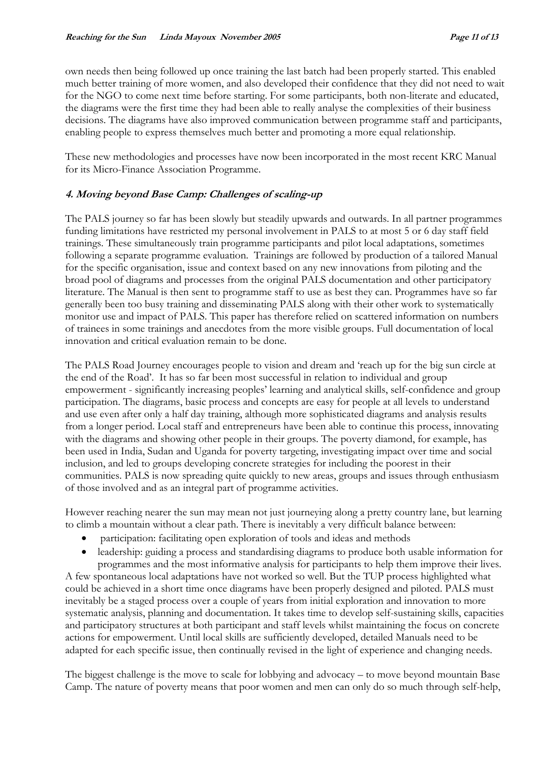own needs then being followed up once training the last batch had been properly started. This enabled much better training of more women, and also developed their confidence that they did not need to wait for the NGO to come next time before starting. For some participants, both non-literate and educated, the diagrams were the first time they had been able to really analyse the complexities of their business decisions. The diagrams have also improved communication between programme staff and participants, enabling people to express themselves much better and promoting a more equal relationship.

These new methodologies and processes have now been incorporated in the most recent KRC Manual for its Micro-Finance Association Programme.

### *4. Moving beyond Base Camp: Challenges of scaling-up*

The PALS journey so far has been slowly but steadily upwards and outwards. In all partner programmes funding limitations have restricted my personal involvement in PALS to at most 5 or 6 day staff field trainings. These simultaneously train programme participants and pilot local adaptations, sometimes following a separate programme evaluation. Trainings are followed by production of a tailored Manual for the specific organisation, issue and context based on any new innovations from piloting and the broad pool of diagrams and processes from the original PALS documentation and other participatory literature. The Manual is then sent to programme staff to use as best they can. Programmes have so far generally been too busy training and disseminating PALS along with their other work to systematically monitor use and impact of PALS. This paper has therefore relied on scattered information on numbers of trainees in some trainings and anecdotes from the more visible groups. Full documentation of local innovation and critical evaluation remain to be done.

The PALS Road Journey encourages people to vision and dream and 'reach up for the big sun circle at the end of the Road'. It has so far been most successful in relation to individual and group empowerment - significantly increasing peoples' learning and analytical skills, self-confidence and group participation. The diagrams, basic process and concepts are easy for people at all levels to understand and use even after only a half day training, although more sophisticated diagrams and analysis results from a longer period. Local staff and entrepreneurs have been able to continue this process, innovating with the diagrams and showing other people in their groups. The poverty diamond, for example, has been used in India, Sudan and Uganda for poverty targeting, investigating impact over time and social inclusion, and led to groups developing concrete strategies for including the poorest in their communities. PALS is now spreading quite quickly to new areas, groups and issues through enthusiasm of those involved and as an integral part of programme activities.

However reaching nearer the sun may mean not just journeying along a pretty country lane, but learning to climb a mountain without a clear path. There is inevitably a very difficult balance between:

- participation: facilitating open exploration of tools and ideas and methods
- leadership: guiding a process and standardising diagrams to produce both usable information for programmes and the most informative analysis for participants to help them improve their lives.

A few spontaneous local adaptations have not worked so well. But the TUP process highlighted what could be achieved in a short time once diagrams have been properly designed and piloted. PALS must inevitably be a staged process over a couple of years from initial exploration and innovation to more systematic analysis, planning and documentation. It takes time to develop self-sustaining skills, capacities and participatory structures at both participant and staff levels whilst maintaining the focus on concrete actions for empowerment. Until local skills are sufficiently developed, detailed Manuals need to be adapted for each specific issue, then continually revised in the light of experience and changing needs.

The biggest challenge is the move to scale for lobbying and advocacy – to move beyond mountain Base Camp. The nature of poverty means that poor women and men can only do so much through self-help,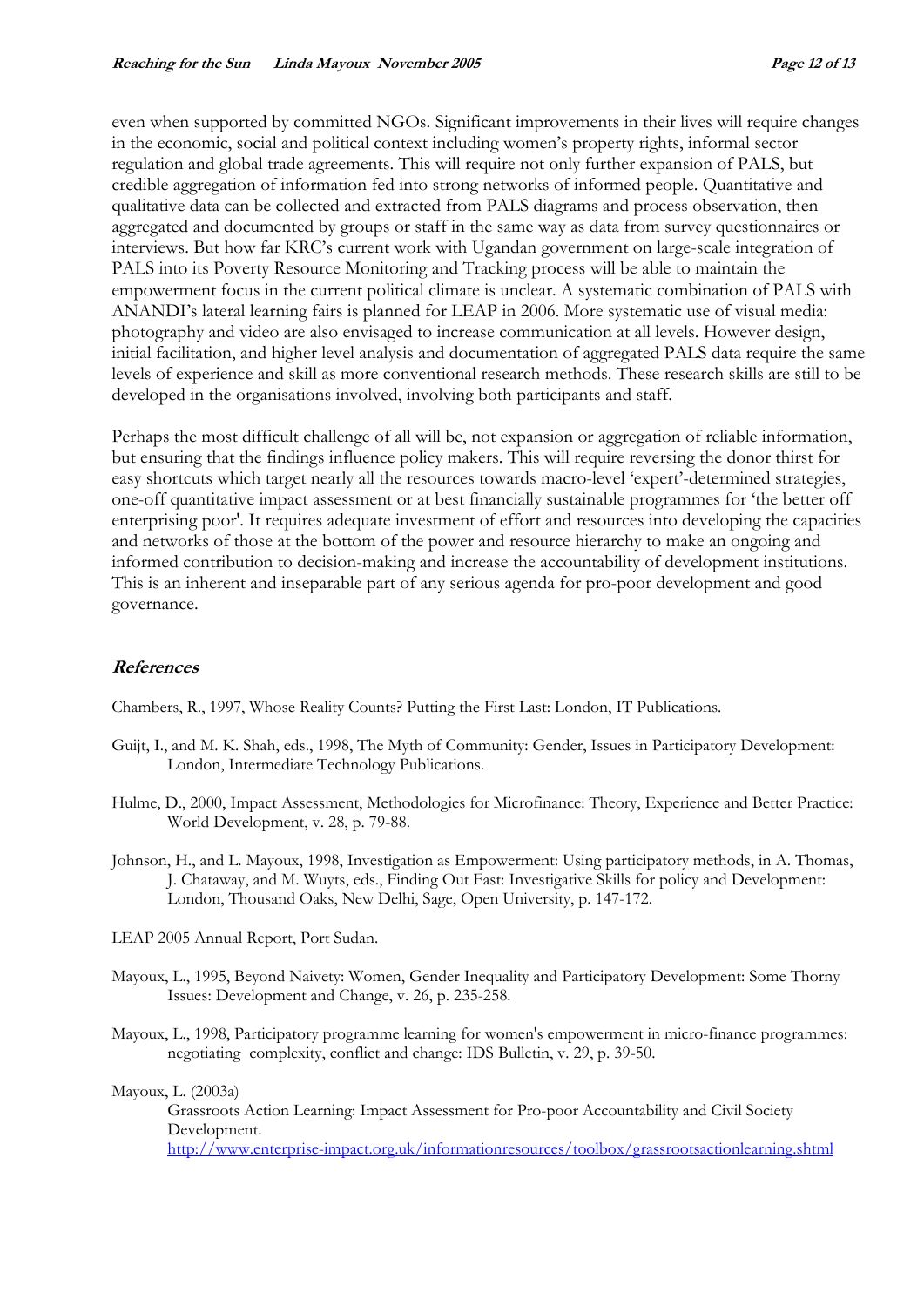even when supported by committed NGOs. Significant improvements in their lives will require changes in the economic, social and political context including women's property rights, informal sector regulation and global trade agreements. This will require not only further expansion of PALS, but credible aggregation of information fed into strong networks of informed people. Quantitative and qualitative data can be collected and extracted from PALS diagrams and process observation, then aggregated and documented by groups or staff in the same way as data from survey questionnaires or interviews. But how far KRC's current work with Ugandan government on large-scale integration of PALS into its Poverty Resource Monitoring and Tracking process will be able to maintain the empowerment focus in the current political climate is unclear. A systematic combination of PALS with ANANDI's lateral learning fairs is planned for LEAP in 2006. More systematic use of visual media: photography and video are also envisaged to increase communication at all levels. However design, initial facilitation, and higher level analysis and documentation of aggregated PALS data require the same levels of experience and skill as more conventional research methods. These research skills are still to be developed in the organisations involved, involving both participants and staff.

Perhaps the most difficult challenge of all will be, not expansion or aggregation of reliable information, but ensuring that the findings influence policy makers. This will require reversing the donor thirst for easy shortcuts which target nearly all the resources towards macro-level 'expert'-determined strategies, one-off quantitative impact assessment or at best financially sustainable programmes for 'the better off enterprising poor'. It requires adequate investment of effort and resources into developing the capacities and networks of those at the bottom of the power and resource hierarchy to make an ongoing and informed contribution to decision-making and increase the accountability of development institutions. This is an inherent and inseparable part of any serious agenda for pro-poor development and good governance.

## *References*

Chambers, R., 1997, Whose Reality Counts? Putting the First Last: London, IT Publications.

Guijt, I., and M. K. Shah, eds., 1998, The Myth of Community: Gender, Issues in Participatory Development: London, Intermediate Technology Publications.

Hulme, D., 2000, Impact Assessment, Methodologies for Microfinance: Theory, Experience and Better Practice: World Development, v. 28, p. 79-88.

Johnson, H., and L. Mayoux, 1998, Investigation as Empowerment: Using participatory methods, in A. Thomas, J. Chataway, and M. Wuyts, eds., Finding Out Fast: Investigative Skills for policy and Development: London, Thousand Oaks, New Delhi, Sage, Open University, p. 147-172.

LEAP 2005 Annual Report, Port Sudan.

Mayoux, L., 1995, Beyond Naivety: Women, Gender Inequality and Participatory Development: Some Thorny Issues: Development and Change, v. 26, p. 235-258.

Mayoux, L., 1998, Participatory programme learning for women's empowerment in micro-finance programmes: negotiating complexity, conflict and change: IDS Bulletin, v. 29, p. 39-50.

Mayoux, L. (2003a)
Grassroots Action Learning: Impact Assessment for Pro-poor Accountability and Civil Society Development.
http://www.enterprise-impact.org.uk/informationresources/toolbox/grassrootsactionlearning.shtml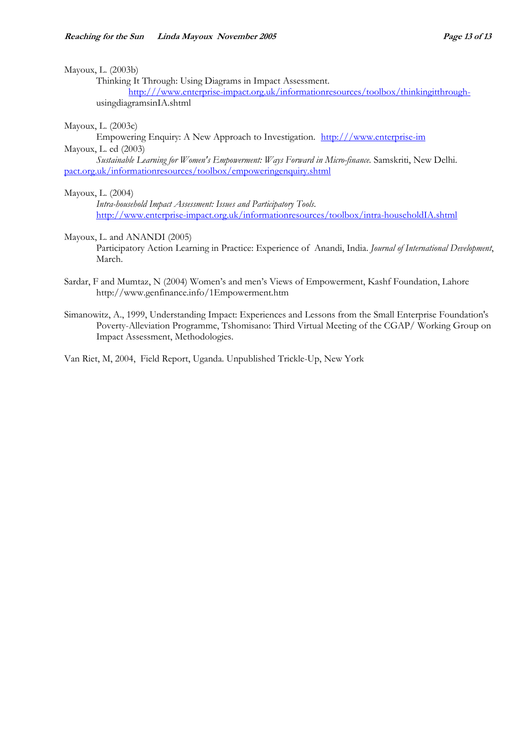Mayoux, L. (2003b)

Thinking It Through: Using Diagrams in Impact Assessment. http:///www.enterprise-impact.org.uk/informationresources/toolbox/thinkingitthrough-usingdiagramsinIA.shtml

Mayoux, L. (2003c)

Empowering Enquiry: A New Approach to Investigation. http:///www.enterprise-im

Mayoux, L. ed (2003)

*Sustainable Learning for Women's Empowerment: Ways Forward in Micro-finance.* Samskriti, New Delhi.

pact.org.uk/informationresources/toolbox/empoweringenquiry.shtml

Mayoux, L. (2004)

*Intra-household Impact Assessment: Issues and Participatory Tools.* http://www.enterprise-impact.org.uk/informationresources/toolbox/intra-householdIA.shtml

Mayoux, L. and ANANDI (2005)

Participatory Action Learning in Practice: Experience of Anandi, India. *Journal of International Development*, March.

Sardar, F and Mumtaz, N (2004) Women's and men's Views of Empowerment, Kashf Foundation, Lahore http://www.genfinance.info/1Empowerment.htm

Simanowitz, A., 1999, Understanding Impact: Experiences and Lessons from the Small Enterprise Foundation's Poverty-Alleviation Programme, Tshomisano: Third Virtual Meeting of the CGAP/ Working Group on Impact Assessment, Methodologies.

Van Riet, M, 2004, Field Report, Uganda. Unpublished Trickle-Up, New York